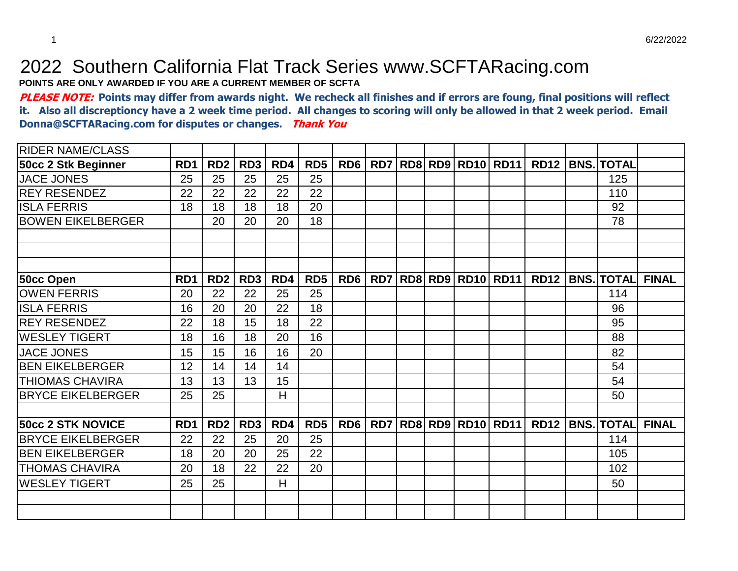# 2022 Southern California Flat Track Series www.SCFTARacing.com

**POINTS ARE ONLY AWARDED IF YOU ARE A CURRENT MEMBER OF SCFTA**

***PLEASE NOTE:*** **Points may differ from awards night. We recheck all finishes and if errors are foung, final positions will reflect it. Also all discreptiondy have a 2 week time period. All changes to scoring will only be allowed in that 2 week period. Email Donna@SCFTARacing.com for disputes or changes.** ***Thank You***

| RIDER NAME/CLASS | | | | | | | | | | | | | | | |
|---|---|---|---|---|---|---|---|---|---|---|---|---|---|---|---|
| **50cc 2 Stk Beginner** | **RD1** | **RD2** | **RD3** | **RD4** | **RD5** | **RD6** | **RD7** | **RD8** | **RD9** | **RD10** | **RD11** | **RD12** | **BNS.** | **TOTAL** | |
| JACE JONES | 25 | 25 | 25 | 25 | 25 | | | | | | | | | 125 | |
| REY RESENDEZ | 22 | 22 | 22 | 22 | 22 | | | | | | | | | 110 | |
| ISLA FERRIS | 18 | 18 | 18 | 18 | 20 | | | | | | | | | 92 | |
| BOWEN EIKELBERGER | | 20 | 20 | 20 | 18 | | | | | | | | | 78 | |
| | | | | | | | | | | | | | | | |
| | | | | | | | | | | | | | | | |
| | | | | | | | | | | | | | | | |
| **50cc Open** | **RD1** | **RD2** | **RD3** | **RD4** | **RD5** | **RD6** | **RD7** | **RD8** | **RD9** | **RD10** | **RD11** | **RD12** | **BNS.** | **TOTAL** | **FINAL** |
| OWEN FERRIS | 20 | 22 | 22 | 25 | 25 | | | | | | | | | 114 | |
| ISLA FERRIS | 16 | 20 | 20 | 22 | 18 | | | | | | | | | 96 | |
| REY RESENDEZ | 22 | 18 | 15 | 18 | 22 | | | | | | | | | 95 | |
| WESLEY TIGERT | 18 | 16 | 18 | 20 | 16 | | | | | | | | | 88 | |
| JACE JONES | 15 | 15 | 16 | 16 | 20 | | | | | | | | | 82 | |
| BEN EIKELBERGER | 12 | 14 | 14 | 14 | | | | | | | | | | 54 | |
| THIOMAS CHAVIRA | 13 | 13 | 13 | 15 | | | | | | | | | | 54 | |
| BRYCE EIKELBERGER | 25 | 25 | | H | | | | | | | | | | 50 | |
| | | | | | | | | | | | | | | | |
| **50cc 2 STK NOVICE** | **RD1** | **RD2** | **RD3** | **RD4** | **RD5** | **RD6** | **RD7** | **RD8** | **RD9** | **RD10** | **RD11** | **RD12** | **BNS.** | **TOTAL** | **FINAL** |
| BRYCE EIKELBERGER | 22 | 22 | 25 | 20 | 25 | | | | | | | | | 114 | |
| BEN EIKELBERGER | 18 | 20 | 20 | 25 | 22 | | | | | | | | | 105 | |
| THOMAS CHAVIRA | 20 | 18 | 22 | 22 | 20 | | | | | | | | | 102 | |
| WESLEY TIGERT | 25 | 25 | | H | | | | | | | | | | 50 | |
| | | | | | | | | | | | | | | | |
| | | | | | | | | | | | | | | | |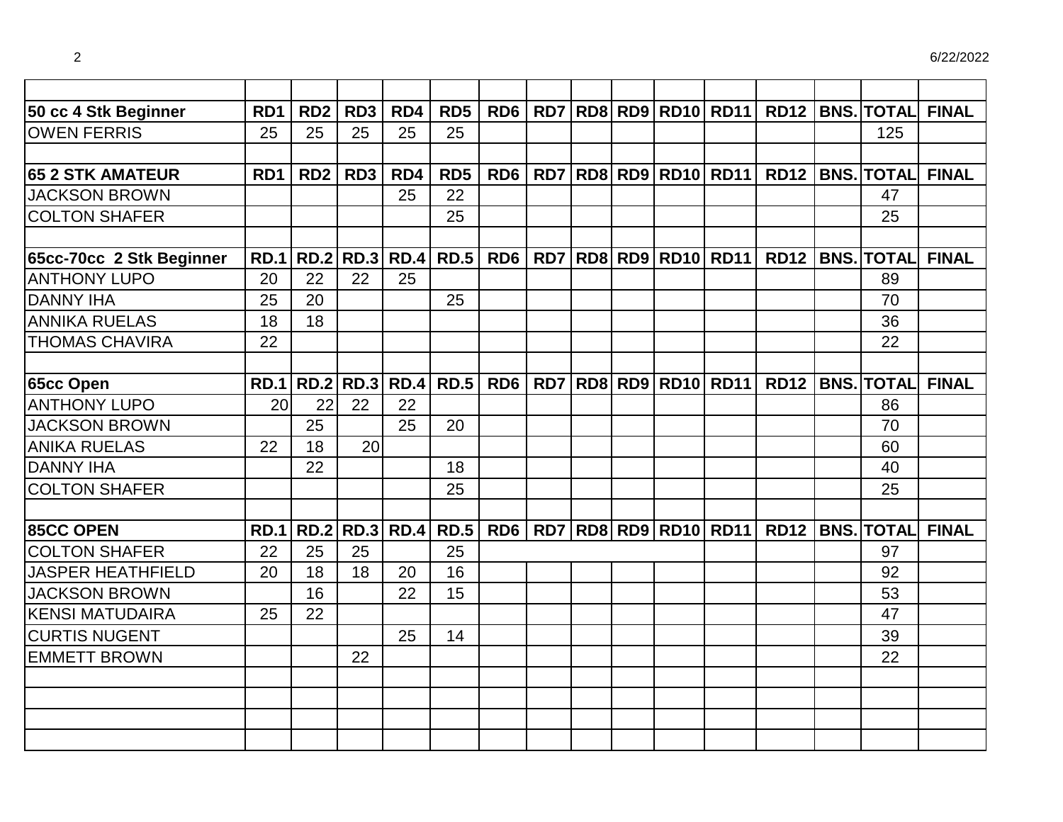| | | | | | | | | | | | | | | | |
|---|---|---|---|---|---|---|---|---|---|---|---|---|---|---|---|
| **50 cc 4 Stk Beginner** | **RD1** | **RD2** | **RD3** | **RD4** | **RD5** | **RD6** | **RD7** | **RD8** | **RD9** | **RD10** | **RD11** | **RD12** | **BNS.** | **TOTAL** | **FINAL** |
| OWEN FERRIS | 25 | 25 | 25 | 25 | 25 | | | | | | | | | 125 | |
| | | | | | | | | | | | | | | | |
| **65 2 STK AMATEUR** | **RD1** | **RD2** | **RD3** | **RD4** | **RD5** | **RD6** | **RD7** | **RD8** | **RD9** | **RD10** | **RD11** | **RD12** | **BNS.** | **TOTAL** | **FINAL** |
| JACKSON BROWN | | | | 25 | 22 | | | | | | | | | 47 | |
| COLTON SHAFER | | | | | 25 | | | | | | | | | 25 | |
| | | | | | | | | | | | | | | | |
| **65cc-70cc 2 Stk Beginner** | **RD.1** | **RD.2** | **RD.3** | **RD.4** | **RD.5** | **RD6** | **RD7** | **RD8** | **RD9** | **RD10** | **RD11** | **RD12** | **BNS.** | **TOTAL** | **FINAL** |
| ANTHONY LUPO | 20 | 22 | 22 | 25 | | | | | | | | | | 89 | |
| DANNY IHA | 25 | 20 | | | 25 | | | | | | | | | 70 | |
| ANNIKA RUELAS | 18 | 18 | | | | | | | | | | | | 36 | |
| THOMAS CHAVIRA | 22 | | | | | | | | | | | | | 22 | |
| | | | | | | | | | | | | | | | |
| **65cc Open** | **RD.1** | **RD.2** | **RD.3** | **RD.4** | **RD.5** | **RD6** | **RD7** | **RD8** | **RD9** | **RD10** | **RD11** | **RD12** | **BNS.** | **TOTAL** | **FINAL** |
| ANTHONY LUPO | 20 | 22 | 22 | 22 | | | | | | | | | | 86 | |
| JACKSON BROWN | | 25 | | 25 | 20 | | | | | | | | | 70 | |
| ANIKA RUELAS | 22 | 18 | 20 | | | | | | | | | | | 60 | |
| DANNY IHA | | 22 | | | 18 | | | | | | | | | 40 | |
| COLTON SHAFER | | | | | 25 | | | | | | | | | 25 | |
| | | | | | | | | | | | | | | | |
| **85CC OPEN** | **RD.1** | **RD.2** | **RD.3** | **RD.4** | **RD.5** | **RD6** | **RD7** | **RD8** | **RD9** | **RD10** | **RD11** | **RD12** | **BNS.** | **TOTAL** | **FINAL** |
| COLTON SHAFER | 22 | 25 | 25 | | 25 | | | | | | | | | 97 | |
| JASPER HEATHFIELD | 20 | 18 | 18 | 20 | 16 | | | | | | | | | 92 | |
| JACKSON BROWN | | 16 | | 22 | 15 | | | | | | | | | 53 | |
| KENSI MATUDAIRA | 25 | 22 | | | | | | | | | | | | 47 | |
| CURTIS NUGENT | | | | 25 | 14 | | | | | | | | | 39 | |
| EMMETT BROWN | | | 22 | | | | | | | | | | | 22 | |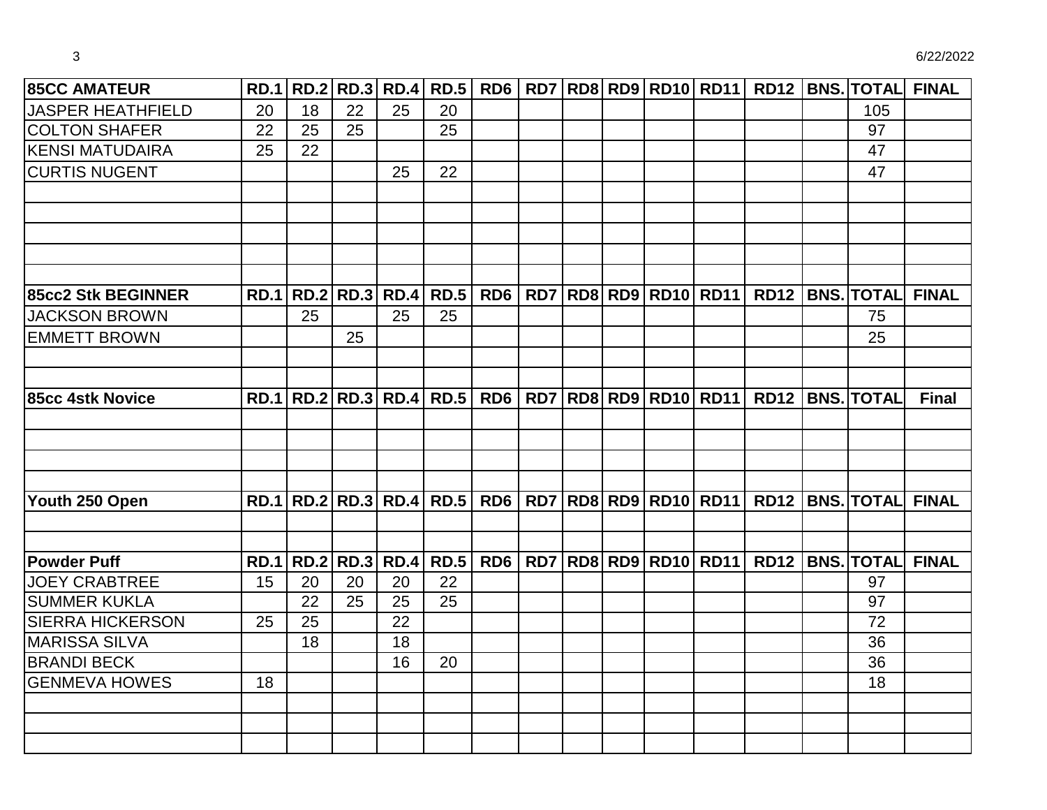| 85CC AMATEUR | RD.1 | RD.2 | RD.3 | RD.4 | RD.5 | RD6 | RD7 | RD8 | RD9 | RD10 | RD11 | RD12 | BNS. | TOTAL | FINAL |
|---|---|---|---|---|---|---|---|---|---|---|---|---|---|---|---|
| JASPER HEATHFIELD | 20 | 18 | 22 | 25 | 20 | | | | | | | | | 105 | |
| COLTON SHAFER | 22 | 25 | 25 | | 25 | | | | | | | | | 97 | |
| KENSI MATUDAIRA | 25 | 22 | | | | | | | | | | | | 47 | |
| CURTIS NUGENT | | | | 25 | 22 | | | | | | | | | 47 | |
| | | | | | | | | | | | | | | | |
| | | | | | | | | | | | | | | | |
| | | | | | | | | | | | | | | | |
| | | | | | | | | | | | | | | | |
| | | | | | | | | | | | | | | | |

| 85cc2 Stk BEGINNER | RD.1 | RD.2 | RD.3 | RD.4 | RD.5 | RD6 | RD7 | RD8 | RD9 | RD10 | RD11 | RD12 | BNS. | TOTAL | FINAL |
|---|---|---|---|---|---|---|---|---|---|---|---|---|---|---|---|
| JACKSON BROWN | | 25 | | 25 | 25 | | | | | | | | | 75 | |
| EMMETT BROWN | | | 25 | | | | | | | | | | | 25 | |
| | | | | | | | | | | | | | | | |
| | | | | | | | | | | | | | | | |

| 85cc 4stk Novice | RD.1 | RD.2 | RD.3 | RD.4 | RD.5 | RD6 | RD7 | RD8 | RD9 | RD10 | RD11 | RD12 | BNS. | TOTAL | Final |
|---|---|---|---|---|---|---|---|---|---|---|---|---|---|---|---|
| | | | | | | | | | | | | | | | |
| | | | | | | | | | | | | | | | |
| | | | | | | | | | | | | | | | |
| | | | | | | | | | | | | | | | |

| Youth 250 Open | RD.1 | RD.2 | RD.3 | RD.4 | RD.5 | RD6 | RD7 | RD8 | RD9 | RD10 | RD11 | RD12 | BNS. | TOTAL | FINAL |
|---|---|---|---|---|---|---|---|---|---|---|---|---|---|---|---|
| | | | | | | | | | | | | | | | |
| | | | | | | | | | | | | | | | |

| Powder Puff | RD.1 | RD.2 | RD.3 | RD.4 | RD.5 | RD6 | RD7 | RD8 | RD9 | RD10 | RD11 | RD12 | BNS. | TOTAL | FINAL |
|---|---|---|---|---|---|---|---|---|---|---|---|---|---|---|---|
| JOEY CRABTREE | 15 | 20 | 20 | 20 | 22 | | | | | | | | | 97 | |
| SUMMER KUKLA | | 22 | 25 | 25 | 25 | | | | | | | | | 97 | |
| SIERRA HICKERSON | 25 | 25 | | 22 | | | | | | | | | | 72 | |
| MARISSA SILVA | | 18 | | 18 | | | | | | | | | | 36 | |
| BRANDI BECK | | | | 16 | 20 | | | | | | | | | 36 | |
| GENMEVA HOWES | 18 | | | | | | | | | | | | | 18 | |
| | | | | | | | | | | | | | | | |
| | | | | | | | | | | | | | | | |
| | | | | | | | | | | | | | | | |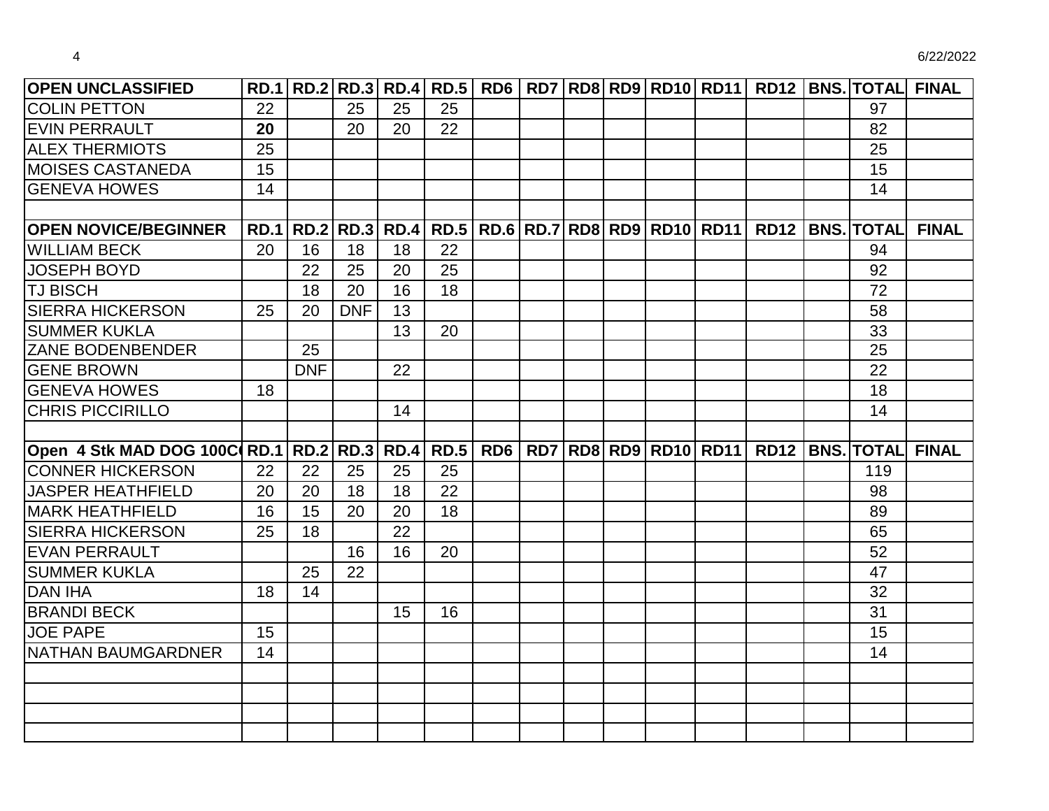| OPEN UNCLASSIFIED | RD.1 | RD.2 | RD.3 | RD.4 | RD.5 | RD6 | RD7 | RD8 | RD9 | RD10 | RD11 | RD12 | BNS. | TOTAL | FINAL |
|---|---|---|---|---|---|---|---|---|---|---|---|---|---|---|---|
| COLIN PETTON | 22 | | 25 | 25 | 25 | | | | | | | | | 97 | |
| EVIN PERRAULT | **20** | | 20 | 20 | 22 | | | | | | | | | 82 | |
| ALEX THERMIOTS | 25 | | | | | | | | | | | | | 25 | |
| MOISES CASTANEDA | 15 | | | | | | | | | | | | | 15 | |
| GENEVA HOWES | 14 | | | | | | | | | | | | | 14 | |
| | | | | | | | | | | | | | | | |
| **OPEN NOVICE/BEGINNER** | **RD.1** | **RD.2** | **RD.3** | **RD.4** | **RD.5** | **RD.6** | **RD.7** | **RD8** | **RD9** | **RD10** | **RD11** | **RD12** | **BNS.** | **TOTAL** | **FINAL** |
| WILLIAM BECK | 20 | 16 | 18 | 18 | 22 | | | | | | | | | 94 | |
| JOSEPH BOYD | | 22 | 25 | 20 | 25 | | | | | | | | | 92 | |
| TJ BISCH | | 18 | 20 | 16 | 18 | | | | | | | | | 72 | |
| SIERRA HICKERSON | 25 | 20 | DNF | 13 | | | | | | | | | | 58 | |
| SUMMER KUKLA | | | | 13 | 20 | | | | | | | | | 33 | |
| ZANE BODENBENDER | | 25 | | | | | | | | | | | | 25 | |
| GENE BROWN | | DNF | | 22 | | | | | | | | | | 22 | |
| GENEVA HOWES | 18 | | | | | | | | | | | | | 18 | |
| CHRIS PICCIRILLO | | | | 14 | | | | | | | | | | 14 | |
| | | | | | | | | | | | | | | | |
| **Open 4 Stk MAD DOG 100C(** | **RD.1** | **RD.2** | **RD.3** | **RD.4** | **RD.5** | **RD6** | **RD7** | **RD8** | **RD9** | **RD10** | **RD11** | **RD12** | **BNS.** | **TOTAL** | **FINAL** |
| CONNER HICKERSON | 22 | 22 | 25 | 25 | 25 | | | | | | | | | 119 | |
| JASPER HEATHFIELD | 20 | 20 | 18 | 18 | 22 | | | | | | | | | 98 | |
| MARK HEATHFIELD | 16 | 15 | 20 | 20 | 18 | | | | | | | | | 89 | |
| SIERRA HICKERSON | 25 | 18 | | 22 | | | | | | | | | | 65 | |
| EVAN PERRAULT | | | 16 | 16 | 20 | | | | | | | | | 52 | |
| SUMMER KUKLA | | 25 | 22 | | | | | | | | | | | 47 | |
| DAN IHA | 18 | 14 | | | | | | | | | | | | 32 | |
| BRANDI BECK | | | | 15 | 16 | | | | | | | | | 31 | |
| JOE PAPE | 15 | | | | | | | | | | | | | 15 | |
| NATHAN BAUMGARDNER | 14 | | | | | | | | | | | | | 14 | |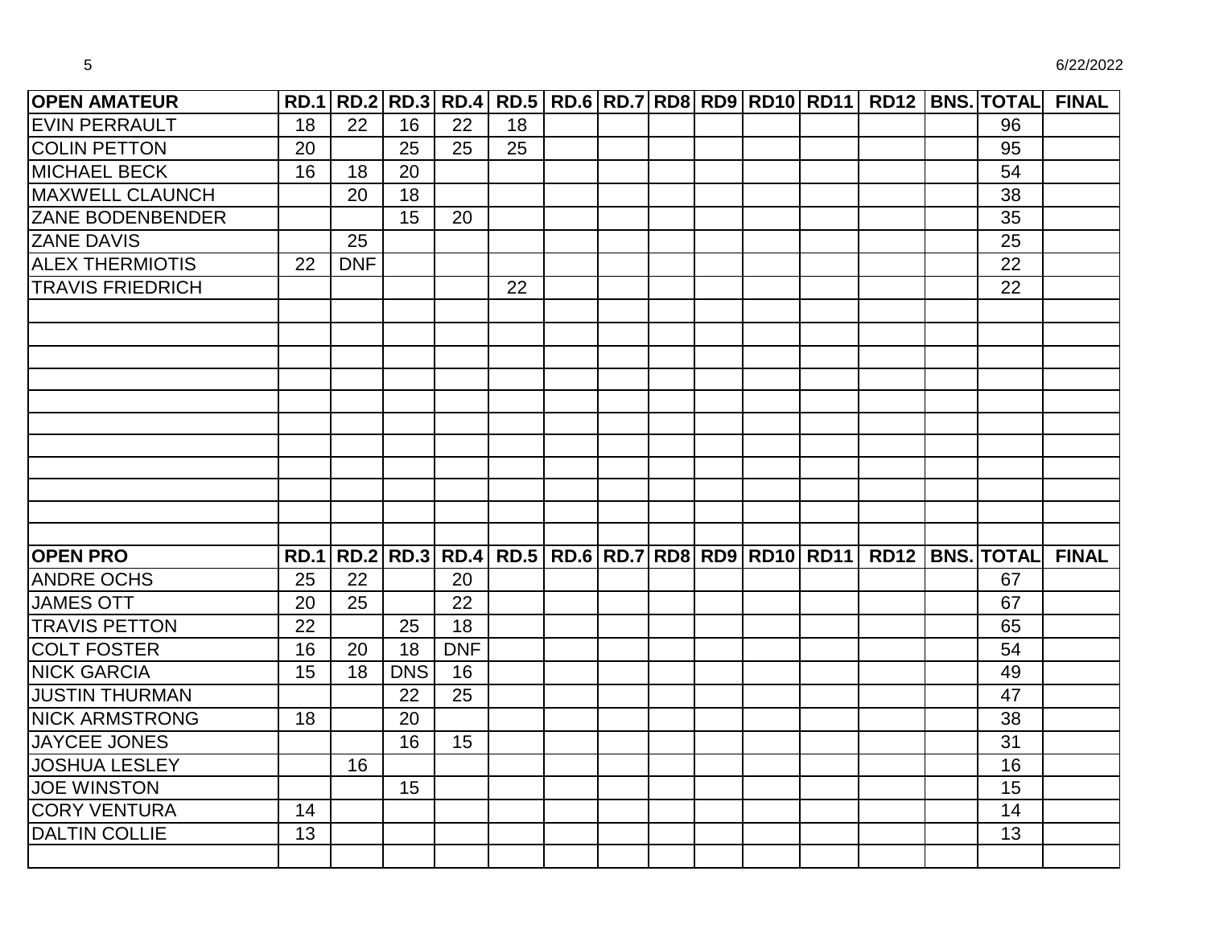| OPEN AMATEUR | RD.1 | RD.2 | RD.3 | RD.4 | RD.5 | RD.6 | RD.7 | RD8 | RD9 | RD10 | RD11 | RD12 | BNS. | TOTAL | FINAL |
|---|---|---|---|---|---|---|---|---|---|---|---|---|---|---|---|
| EVIN PERRAULT | 18 | 22 | 16 | 22 | 18 | | | | | | | | | 96 | |
| COLIN PETTON | 20 | | 25 | 25 | 25 | | | | | | | | | 95 | |
| MICHAEL BECK | 16 | 18 | 20 | | | | | | | | | | | 54 | |
| MAXWELL CLAUNCH | | 20 | 18 | | | | | | | | | | | 38 | |
| ZANE BODENBENDER | | | 15 | 20 | | | | | | | | | | 35 | |
| ZANE DAVIS | | 25 | | | | | | | | | | | | 25 | |
| ALEX THERMIOTIS | 22 | DNF | | | | | | | | | | | | 22 | |
| TRAVIS FRIEDRICH | | | | | 22 | | | | | | | | | 22 | |
| | | | | | | | | | | | | | | | |
| | | | | | | | | | | | | | | | |
| | | | | | | | | | | | | | | | |
| | | | | | | | | | | | | | | | |
| | | | | | | | | | | | | | | | |
| | | | | | | | | | | | | | | | |
| | | | | | | | | | | | | | | | |
| | | | | | | | | | | | | | | | |
| | | | | | | | | | | | | | | | |
| | | | | | | | | | | | | | | | |
| | | | | | | | | | | | | | | | |

| OPEN PRO | RD.1 | RD.2 | RD.3 | RD.4 | RD.5 | RD.6 | RD.7 | RD8 | RD9 | RD10 | RD11 | RD12 | BNS. | TOTAL | FINAL |
|---|---|---|---|---|---|---|---|---|---|---|---|---|---|---|---|
| ANDRE OCHS | 25 | 22 | | 20 | | | | | | | | | | 67 | |
| JAMES OTT | 20 | 25 | | 22 | | | | | | | | | | 67 | |
| TRAVIS PETTON | 22 | | 25 | 18 | | | | | | | | | | 65 | |
| COLT FOSTER | 16 | 20 | 18 | DNF | | | | | | | | | | 54 | |
| NICK GARCIA | 15 | 18 | DNS | 16 | | | | | | | | | | 49 | |
| JUSTIN THURMAN | | | 22 | 25 | | | | | | | | | | 47 | |
| NICK ARMSTRONG | 18 | | 20 | | | | | | | | | | | 38 | |
| JAYCEE JONES | | | 16 | 15 | | | | | | | | | | 31 | |
| JOSHUA LESLEY | | 16 | | | | | | | | | | | | 16 | |
| JOE WINSTON | | | 15 | | | | | | | | | | | 15 | |
| CORY VENTURA | 14 | | | | | | | | | | | | | 14 | |
| DALTIN COLLIE | 13 | | | | | | | | | | | | | 13 | |
| | | | | | | | | | | | | | | | |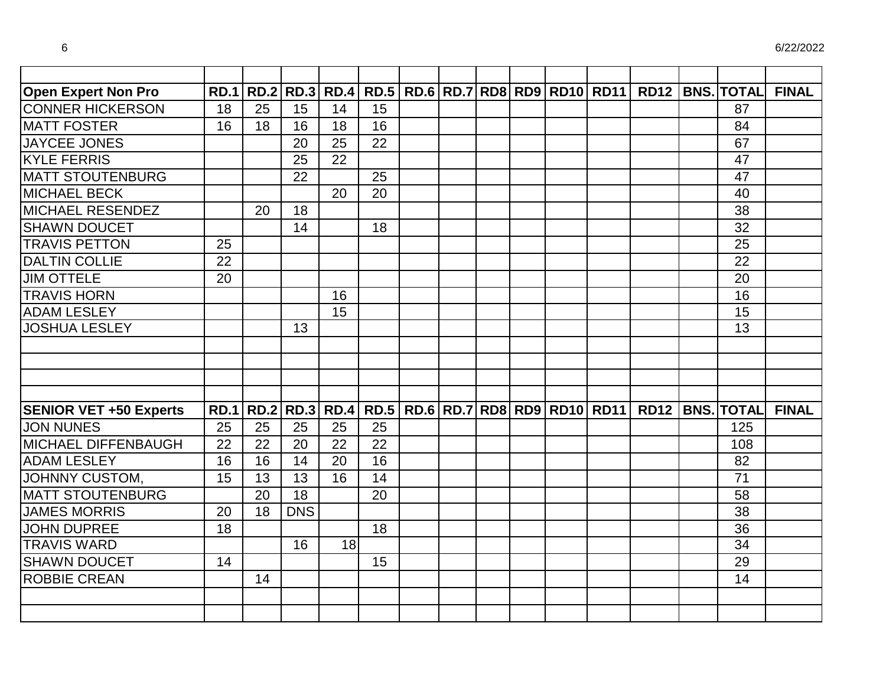| Open Expert Non Pro | RD.1 | RD.2 | RD.3 | RD.4 | RD.5 | RD.6 | RD.7 | RD8 | RD9 | RD10 | RD11 | RD12 | BNS. | TOTAL | FINAL |
|---|---|---|---|---|---|---|---|---|---|---|---|---|---|---|---|
| CONNER HICKERSON | 18 | 25 | 15 | 14 | 15 | | | | | | | | | 87 | |
| MATT FOSTER | 16 | 18 | 16 | 18 | 16 | | | | | | | | | 84 | |
| JAYCEE JONES | | | 20 | 25 | 22 | | | | | | | | | 67 | |
| KYLE FERRIS | | | 25 | 22 | | | | | | | | | | 47 | |
| MATT STOUTENBURG | | | 22 | | 25 | | | | | | | | | 47 | |
| MICHAEL BECK | | | | 20 | 20 | | | | | | | | | 40 | |
| MICHAEL RESENDEZ | | 20 | 18 | | | | | | | | | | | 38 | |
| SHAWN DOUCET | | | 14 | | 18 | | | | | | | | | 32 | |
| TRAVIS PETTON | 25 | | | | | | | | | | | | | 25 | |
| DALTIN COLLIE | 22 | | | | | | | | | | | | | 22 | |
| JIM OTTELE | 20 | | | | | | | | | | | | | 20 | |
| TRAVIS HORN | | | | 16 | | | | | | | | | | 16 | |
| ADAM LESLEY | | | | 15 | | | | | | | | | | 15 | |
| JOSHUA LESLEY | | | 13 | | | | | | | | | | | 13 | |

| SENIOR VET +50 Experts | RD.1 | RD.2 | RD.3 | RD.4 | RD.5 | RD.6 | RD.7 | RD8 | RD9 | RD10 | RD11 | RD12 | BNS. | TOTAL | FINAL |
|---|---|---|---|---|---|---|---|---|---|---|---|---|---|---|---|
| JON NUNES | 25 | 25 | 25 | 25 | 25 | | | | | | | | | 125 | |
| MICHAEL DIFFENBAUGH | 22 | 22 | 20 | 22 | 22 | | | | | | | | | 108 | |
| ADAM LESLEY | 16 | 16 | 14 | 20 | 16 | | | | | | | | | 82 | |
| JOHNNY CUSTOM, | 15 | 13 | 13 | 16 | 14 | | | | | | | | | 71 | |
| MATT STOUTENBURG | | 20 | 18 | | 20 | | | | | | | | | 58 | |
| JAMES MORRIS | 20 | 18 | DNS | | | | | | | | | | | 38 | |
| JOHN DUPREE | 18 | | | | 18 | | | | | | | | | 36 | |
| TRAVIS WARD | | | 16 | 18 | | | | | | | | | | 34 | |
| SHAWN DOUCET | 14 | | | | 15 | | | | | | | | | 29 | |
| ROBBIE CREAN | | 14 | | | | | | | | | | | | 14 | |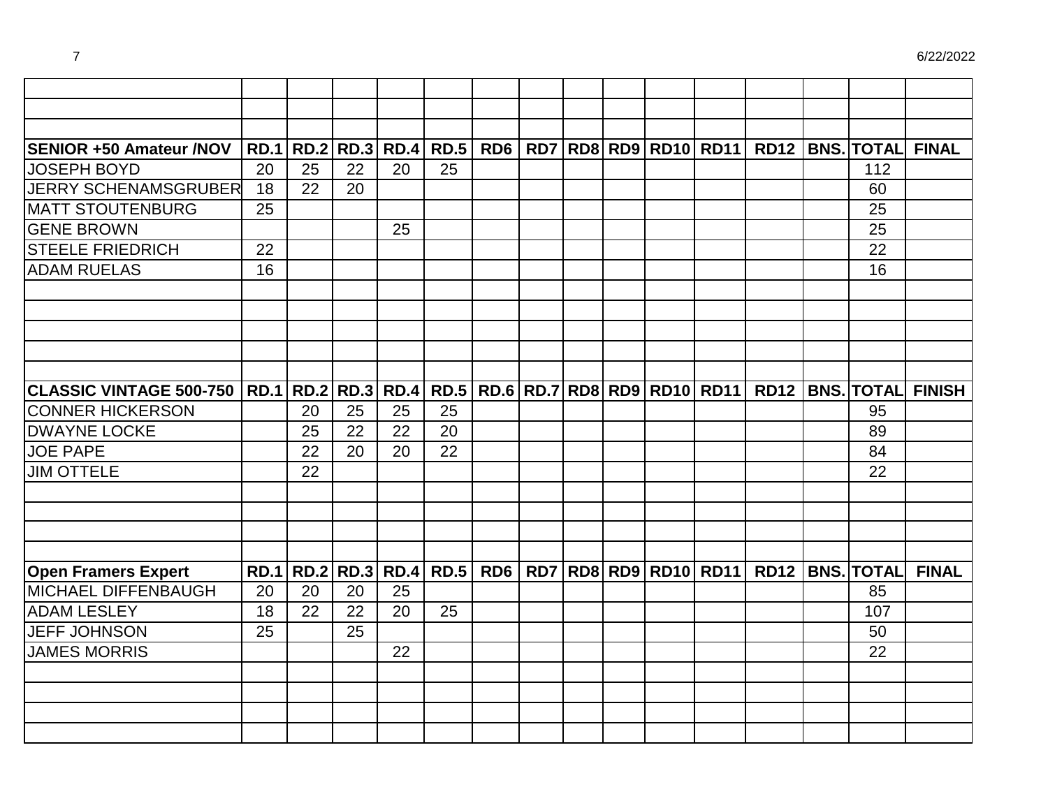| SENIOR +50 Amateur /NOV | RD.1 | RD.2 | RD.3 | RD.4 | RD.5 | RD6 | RD7 | RD8 | RD9 | RD10 | RD11 | RD12 | BNS. | TOTAL | FINAL |
|---|---|---|---|---|---|---|---|---|---|---|---|---|---|---|---|
| JOSEPH BOYD | 20 | 25 | 22 | 20 | 25 | | | | | | | | | 112 | |
| JERRY SCHENAMSGRUBER | 18 | 22 | 20 | | | | | | | | | | | 60 | |
| MATT STOUTENBURG | 25 | | | | | | | | | | | | | 25 | |
| GENE BROWN | | | | 25 | | | | | | | | | | 25 | |
| STEELE FRIEDRICH | 22 | | | | | | | | | | | | | 22 | |
| ADAM RUELAS | 16 | | | | | | | | | | | | | 16 | |

| CLASSIC VINTAGE 500-750 | RD.1 | RD.2 | RD.3 | RD.4 | RD.5 | RD.6 | RD.7 | RD8 | RD9 | RD10 | RD11 | RD12 | BNS. | TOTAL | FINISH |
|---|---|---|---|---|---|---|---|---|---|---|---|---|---|---|---|
| CONNER HICKERSON | | 20 | 25 | 25 | 25 | | | | | | | | | 95 | |
| DWAYNE LOCKE | | 25 | 22 | 22 | 20 | | | | | | | | | 89 | |
| JOE PAPE | | 22 | 20 | 20 | 22 | | | | | | | | | 84 | |
| JIM OTTELE | | 22 | | | | | | | | | | | | 22 | |

| Open Framers Expert | RD.1 | RD.2 | RD.3 | RD.4 | RD.5 | RD6 | RD7 | RD8 | RD9 | RD10 | RD11 | RD12 | BNS. | TOTAL | FINAL |
|---|---|---|---|---|---|---|---|---|---|---|---|---|---|---|---|
| MICHAEL DIFFENBAUGH | 20 | 20 | 20 | 25 | | | | | | | | | | 85 | |
| ADAM LESLEY | 18 | 22 | 22 | 20 | 25 | | | | | | | | | 107 | |
| JEFF JOHNSON | 25 | | 25 | | | | | | | | | | | 50 | |
| JAMES MORRIS | | | | 22 | | | | | | | | | | 22 | |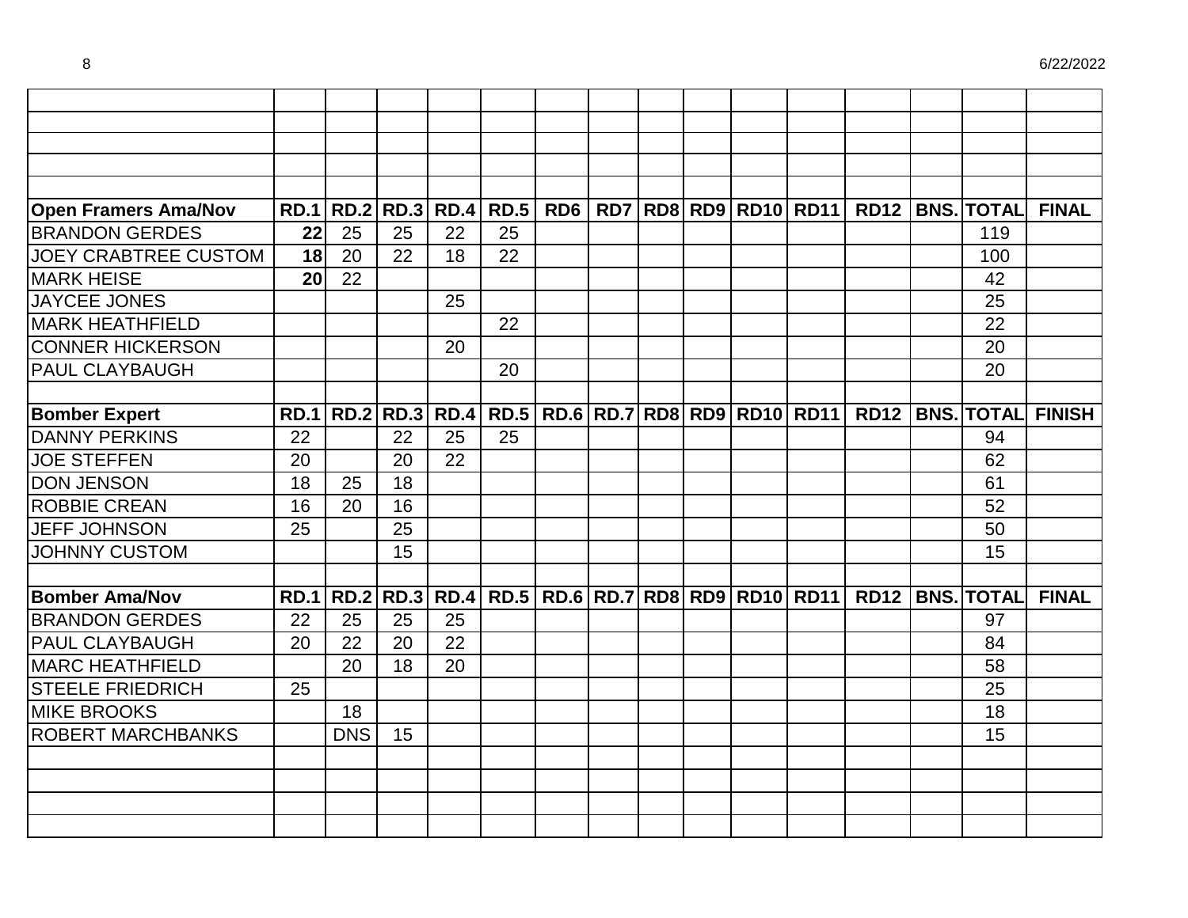| | | | | | | | | | | | | | | | |
|---|---|---|---|---|---|---|---|---|---|---|---|---|---|---|---|
| | | | | | | | | | | | | | | | |
| | | | | | | | | | | | | | | | |
| | | | | | | | | | | | | | | | |
| | | | | | | | | | | | | | | | |
| **Open Framers Ama/Nov** | **RD.1** | **RD.2** | **RD.3** | **RD.4** | **RD.5** | **RD6** | **RD7** | **RD8** | **RD9** | **RD10** | **RD11** | **RD12** | **BNS.** | **TOTAL** | **FINAL** |
| BRANDON GERDES | **22** | 25 | 25 | 22 | 25 | | | | | | | | | 119 | |
| JOEY CRABTREE CUSTOM | **18** | 20 | 22 | 18 | 22 | | | | | | | | | 100 | |
| MARK HEISE | **20** | 22 | | | | | | | | | | | | 42 | |
| JAYCEE JONES | | | | 25 | | | | | | | | | | 25 | |
| MARK HEATHFIELD | | | | | 22 | | | | | | | | | 22 | |
| CONNER HICKERSON | | | | 20 | | | | | | | | | | 20 | |
| PAUL CLAYBAUGH | | | | | 20 | | | | | | | | | 20 | |
| | | | | | | | | | | | | | | | |
| **Bomber Expert** | **RD.1** | **RD.2** | **RD.3** | **RD.4** | **RD.5** | **RD.6** | **RD.7** | **RD8** | **RD9** | **RD10** | **RD11** | **RD12** | **BNS.** | **TOTAL** | **FINISH** |
| DANNY PERKINS | 22 | | 22 | 25 | 25 | | | | | | | | | 94 | |
| JOE STEFFEN | 20 | | 20 | 22 | | | | | | | | | | 62 | |
| DON JENSON | 18 | 25 | 18 | | | | | | | | | | | 61 | |
| ROBBIE CREAN | 16 | 20 | 16 | | | | | | | | | | | 52 | |
| JEFF JOHNSON | 25 | | 25 | | | | | | | | | | | 50 | |
| JOHNNY CUSTOM | | | 15 | | | | | | | | | | | 15 | |
| | | | | | | | | | | | | | | | |
| **Bomber Ama/Nov** | **RD.1** | **RD.2** | **RD.3** | **RD.4** | **RD.5** | **RD.6** | **RD.7** | **RD8** | **RD9** | **RD10** | **RD11** | **RD12** | **BNS.** | **TOTAL** | **FINAL** |
| BRANDON GERDES | 22 | 25 | 25 | 25 | | | | | | | | | | 97 | |
| PAUL CLAYBAUGH | 20 | 22 | 20 | 22 | | | | | | | | | | 84 | |
| MARC HEATHFIELD | | 20 | 18 | 20 | | | | | | | | | | 58 | |
| STEELE FRIEDRICH | 25 | | | | | | | | | | | | | 25 | |
| MIKE BROOKS | | 18 | | | | | | | | | | | | 18 | |
| ROBERT MARCHBANKS | | DNS | 15 | | | | | | | | | | | 15 | |
| | | | | | | | | | | | | | | | |
| | | | | | | | | | | | | | | | |
| | | | | | | | | | | | | | | | |
| | | | | | | | | | | | | | | | |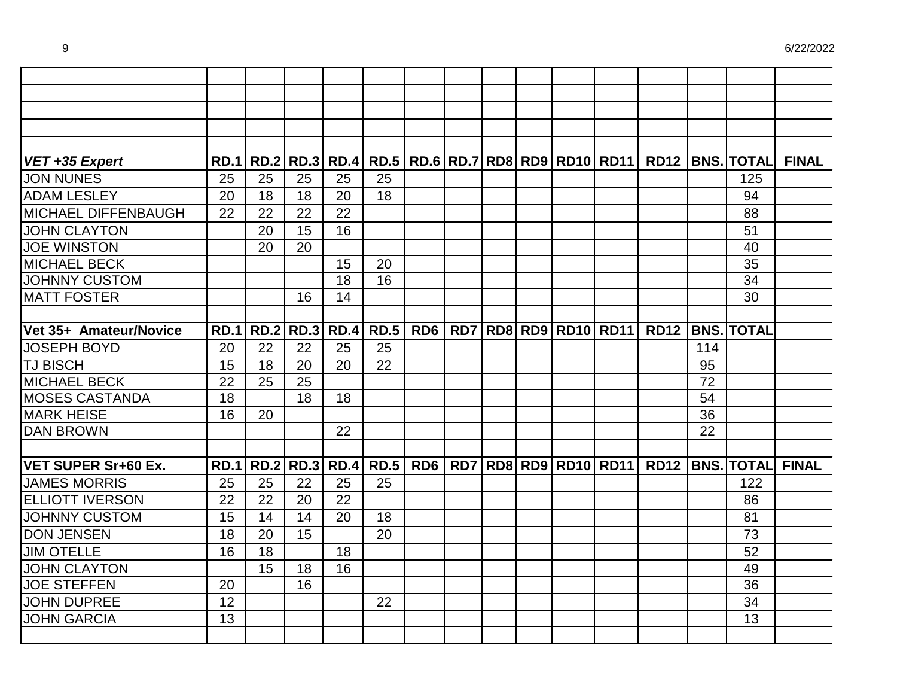| VET +35 Expert | RD.1 | RD.2 | RD.3 | RD.4 | RD.5 | RD.6 | RD.7 | RD8 | RD9 | RD10 | RD11 | RD12 | BNS. | TOTAL | FINAL |
|---|---|---|---|---|---|---|---|---|---|---|---|---|---|---|---|
| JON NUNES | 25 | 25 | 25 | 25 | 25 | | | | | | | | | 125 | |
| ADAM LESLEY | 20 | 18 | 18 | 20 | 18 | | | | | | | | | 94 | |
| MICHAEL DIFFENBAUGH | 22 | 22 | 22 | 22 | | | | | | | | | | 88 | |
| JOHN CLAYTON | | 20 | 15 | 16 | | | | | | | | | | 51 | |
| JOE WINSTON | | 20 | 20 | | | | | | | | | | | 40 | |
| MICHAEL BECK | | | | 15 | 20 | | | | | | | | | 35 | |
| JOHNNY CUSTOM | | | | 18 | 16 | | | | | | | | | 34 | |
| MATT FOSTER | | | 16 | 14 | | | | | | | | | | 30 | |
| | | | | | | | | | | | | | | | |
| **Vet 35+ Amateur/Novice** | **RD.1** | **RD.2** | **RD.3** | **RD.4** | **RD.5** | **RD6** | **RD7** | **RD8** | **RD9** | **RD10** | **RD11** | **RD12** | **BNS.** | **TOTAL** | |
| JOSEPH BOYD | 20 | 22 | 22 | 25 | 25 | | | | | | | | 114 | | |
| TJ BISCH | 15 | 18 | 20 | 20 | 22 | | | | | | | | 95 | | |
| MICHAEL BECK | 22 | 25 | 25 | | | | | | | | | | 72 | | |
| MOSES CASTANDA | 18 | | 18 | 18 | | | | | | | | | 54 | | |
| MARK HEISE | 16 | 20 | | | | | | | | | | | 36 | | |
| DAN BROWN | | | | 22 | | | | | | | | | 22 | | |
| | | | | | | | | | | | | | | | |
| **VET SUPER Sr+60 Ex.** | **RD.1** | **RD.2** | **RD.3** | **RD.4** | **RD.5** | **RD6** | **RD7** | **RD8** | **RD9** | **RD10** | **RD11** | **RD12** | **BNS.** | **TOTAL** | **FINAL** |
| JAMES MORRIS | 25 | 25 | 22 | 25 | 25 | | | | | | | | | 122 | |
| ELLIOTT IVERSON | 22 | 22 | 20 | 22 | | | | | | | | | | 86 | |
| JOHNNY CUSTOM | 15 | 14 | 14 | 20 | 18 | | | | | | | | | 81 | |
| DON JENSEN | 18 | 20 | 15 | | 20 | | | | | | | | | 73 | |
| JIM OTELLE | 16 | 18 | | 18 | | | | | | | | | | 52 | |
| JOHN CLAYTON | | 15 | 18 | 16 | | | | | | | | | | 49 | |
| JOE STEFFEN | 20 | | 16 | | | | | | | | | | | 36 | |
| JOHN DUPREE | 12 | | | | 22 | | | | | | | | | 34 | |
| JOHN GARCIA | 13 | | | | | | | | | | | | | 13 | |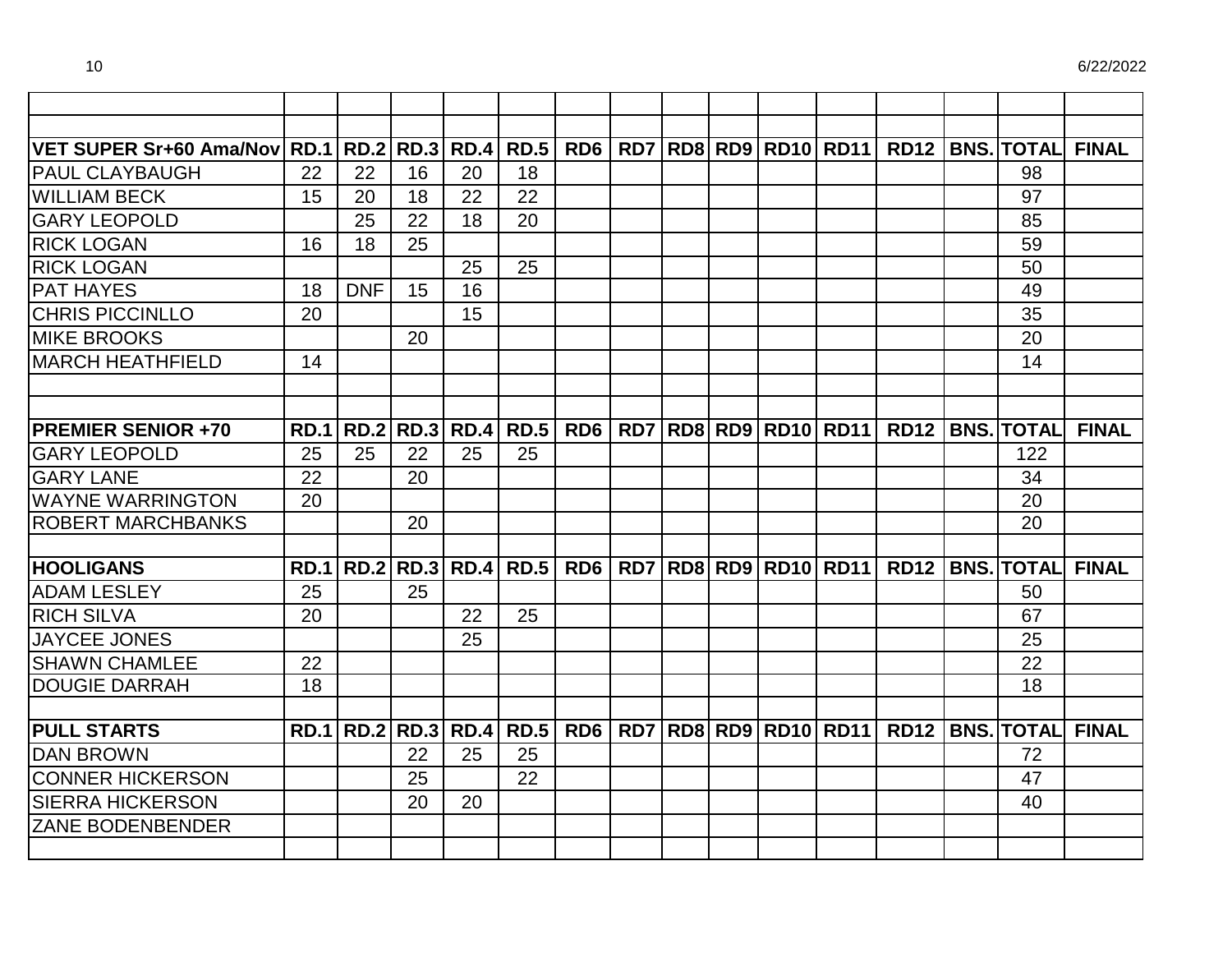| | | | | | | | | | | | | | | |
|---|---|---|---|---|---|---|---|---|---|---|---|---|---|---|
| **VET SUPER Sr+60 Ama/Nov** | **RD.1** | **RD.2** | **RD.3** | **RD.4** | **RD.5** | **RD6** | **RD7** | **RD8** | **RD9** | **RD10** | **RD11** | **RD12** | **BNS.** | **TOTAL** | **FINAL** |
| PAUL CLAYBAUGH | 22 | 22 | 16 | 20 | 18 | | | | | | | | | 98 | |
| WILLIAM BECK | 15 | 20 | 18 | 22 | 22 | | | | | | | | | 97 | |
| GARY LEOPOLD | | 25 | 22 | 18 | 20 | | | | | | | | | 85 | |
| RICK LOGAN | 16 | 18 | 25 | | | | | | | | | | | 59 | |
| RICK LOGAN | | | | 25 | 25 | | | | | | | | | 50 | |
| PAT HAYES | 18 | DNF | 15 | 16 | | | | | | | | | | 49 | |
| CHRIS PICCINLLO | 20 | | | 15 | | | | | | | | | | 35 | |
| MIKE BROOKS | | | 20 | | | | | | | | | | | 20 | |
| MARCH HEATHFIELD | 14 | | | | | | | | | | | | | 14 | |
| | | | | | | | | | | | | | | | |
| | | | | | | | | | | | | | | | |
| **PREMIER SENIOR +70** | **RD.1** | **RD.2** | **RD.3** | **RD.4** | **RD.5** | **RD6** | **RD7** | **RD8** | **RD9** | **RD10** | **RD11** | **RD12** | **BNS.** | **TOTAL** | **FINAL** |
| GARY LEOPOLD | 25 | 25 | 22 | 25 | 25 | | | | | | | | | 122 | |
| GARY LANE | 22 | | 20 | | | | | | | | | | | 34 | |
| WAYNE WARRINGTON | 20 | | | | | | | | | | | | | 20 | |
| ROBERT MARCHBANKS | | | 20 | | | | | | | | | | | 20 | |
| | | | | | | | | | | | | | | | |
| **HOOLIGANS** | **RD.1** | **RD.2** | **RD.3** | **RD.4** | **RD.5** | **RD6** | **RD7** | **RD8** | **RD9** | **RD10** | **RD11** | **RD12** | **BNS.** | **TOTAL** | **FINAL** |
| ADAM LESLEY | 25 | | 25 | | | | | | | | | | | 50 | |
| RICH SILVA | 20 | | | 22 | 25 | | | | | | | | | 67 | |
| JAYCEE JONES | | | | 25 | | | | | | | | | | 25 | |
| SHAWN CHAMLEE | 22 | | | | | | | | | | | | | 22 | |
| DOUGIE DARRAH | 18 | | | | | | | | | | | | | 18 | |
| | | | | | | | | | | | | | | | |
| **PULL STARTS** | **RD.1** | **RD.2** | **RD.3** | **RD.4** | **RD.5** | **RD6** | **RD7** | **RD8** | **RD9** | **RD10** | **RD11** | **RD12** | **BNS.** | **TOTAL** | **FINAL** |
| DAN BROWN | | | 22 | 25 | 25 | | | | | | | | | 72 | |
| CONNER HICKERSON | | | 25 | | 22 | | | | | | | | | 47 | |
| SIERRA HICKERSON | | | 20 | 20 | | | | | | | | | | 40 | |
| ZANE BODENBENDER | | | | | | | | | | | | | | | |
| | | | | | | | | | | | | | | | |